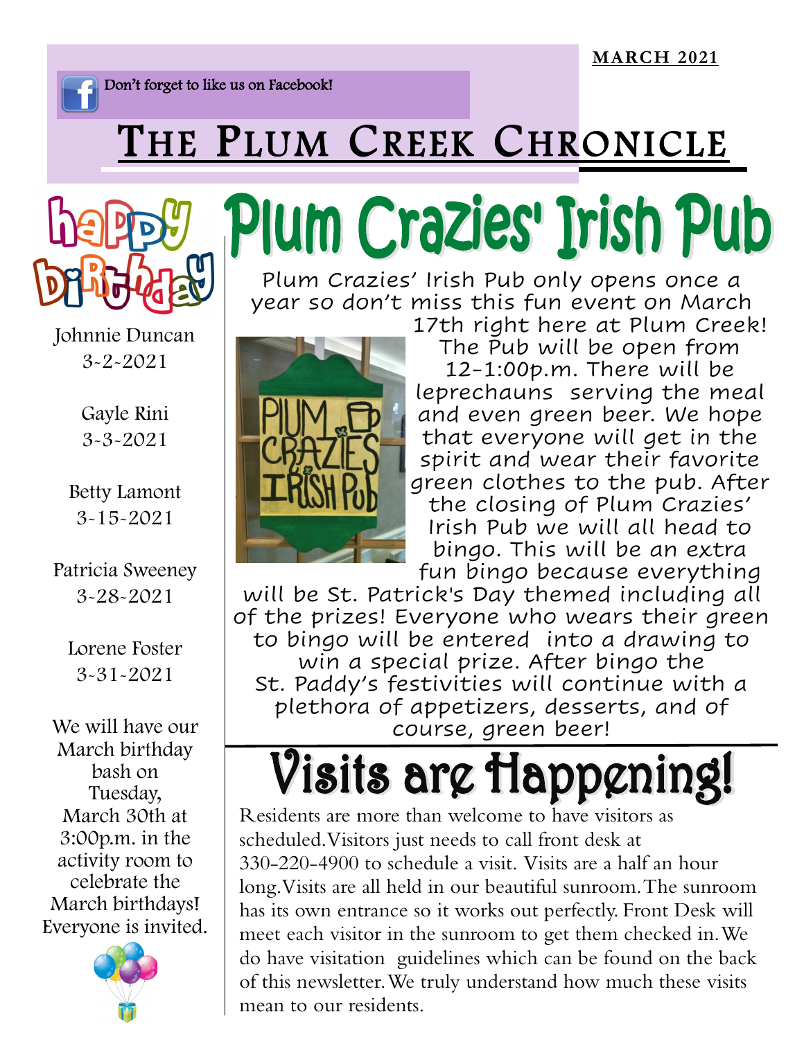**MARCH 2021**

Don't forget to like us on Facebook!

# The Plum Creek Chronicle

## Plum Crazies' Irish Pub

Plum Crazies' Irish Pub only opens once a year so don't miss this fun event on March 17th right here at Plum Creek! The Pub will be open from 12-1:00p.m. There will be leprechauns serving the meal and even green beer. We hope that everyone will get in the spirit and wear their favorite green clothes to the pub. After the closing of Plum Crazies' Irish Pub we will all head to bingo. This will be an extra fun bingo because everything will be St. Patrick's Day themed including all of the prizes! Everyone who wears their green to bingo will be entered into a drawing to win a special prize. After bingo the St. Paddy's festivities will continue with a plethora of appetizers, desserts, and of course, green beer!

## Visits are Happening!

Residents are more than welcome to have visitors as scheduled. Visitors just needs to call front desk at 330-220-4900 to schedule a visit. Visits are a half an hour long. Visits are all held in our beautiful sunroom. The sunroom has its own entrance so it works out perfectly. Front Desk will meet each visitor in the sunroom to get them checked in. We do have visitation guidelines which can be found on the back of this newsletter. We truly understand how much these visits mean to our residents.

## Happy Birthday

Johnnie Duncan
3-2-2021

Gayle Rini
3-3-2021

Betty Lamont
3-15-2021

Patricia Sweeney
3-28-2021

Lorene Foster
3-31-2021

We will have our March birthday bash on Tuesday, March 30th at 3:00p.m. in the activity room to celebrate the March birthdays! Everyone is invited.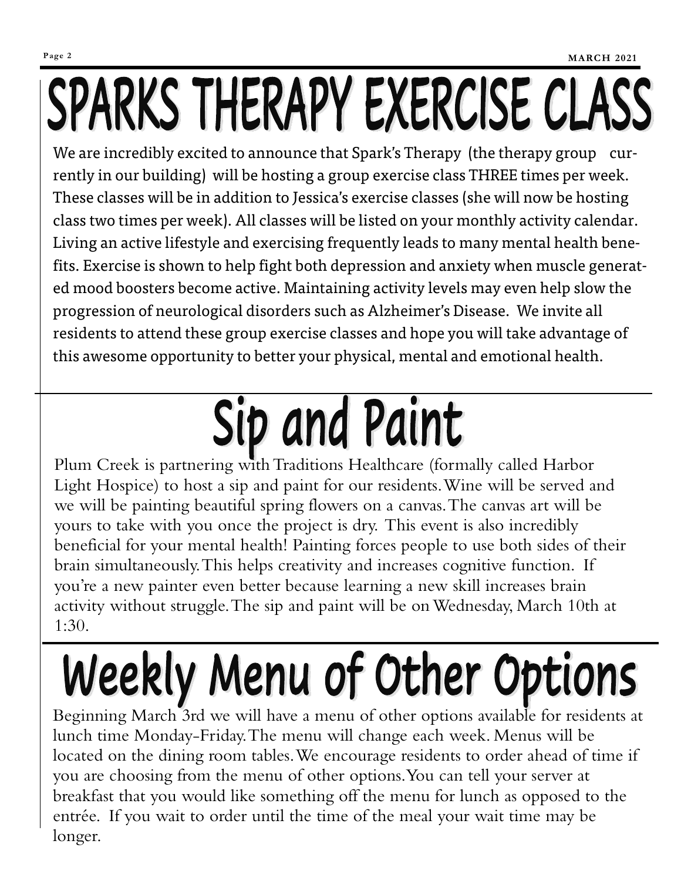# SPARKS THERAPY EXERCISE CLASS

We are incredibly excited to announce that Spark's Therapy (the therapy group currently in our building) will be hosting a group exercise class THREE times per week. These classes will be in addition to Jessica's exercise classes (she will now be hosting class two times per week). All classes will be listed on your monthly activity calendar. Living an active lifestyle and exercising frequently leads to many mental health benefits. Exercise is shown to help fight both depression and anxiety when muscle generated mood boosters become active. Maintaining activity levels may even help slow the progression of neurological disorders such as Alzheimer's Disease. We invite all residents to attend these group exercise classes and hope you will take advantage of this awesome opportunity to better your physical, mental and emotional health.

# Sip and Paint

Plum Creek is partnering with Traditions Healthcare (formally called Harbor Light Hospice) to host a sip and paint for our residents. Wine will be served and we will be painting beautiful spring flowers on a canvas. The canvas art will be yours to take with you once the project is dry. This event is also incredibly beneficial for your mental health! Painting forces people to use both sides of their brain simultaneously. This helps creativity and increases cognitive function. If you're a new painter even better because learning a new skill increases brain activity without struggle. The sip and paint will be on Wednesday, March 10th at 1:30.

# Weekly Menu of Other Options

Beginning March 3rd we will have a menu of other options available for residents at lunch time Monday-Friday. The menu will change each week. Menus will be located on the dining room tables. We encourage residents to order ahead of time if you are choosing from the menu of other options. You can tell your server at breakfast that you would like something off the menu for lunch as opposed to the entrée. If you wait to order until the time of the meal your wait time may be longer.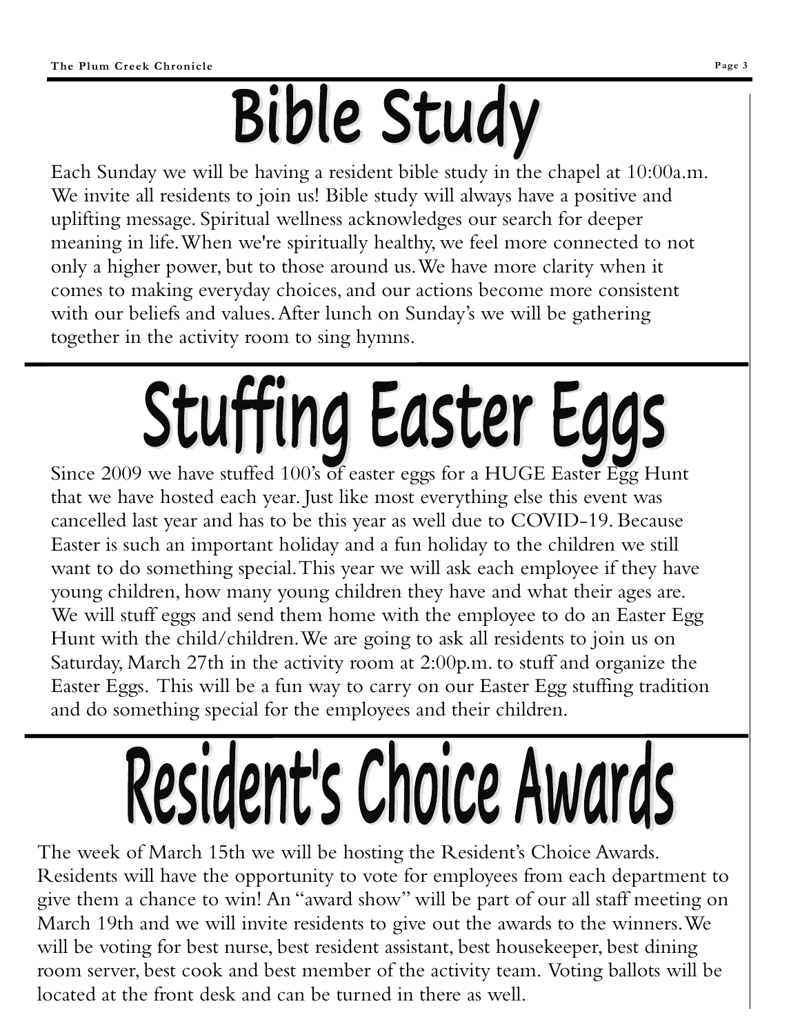# Bible Study

Each Sunday we will be having a resident bible study in the chapel at 10:00a.m. We invite all residents to join us! Bible study will always have a positive and uplifting message. Spiritual wellness acknowledges our search for deeper meaning in life. When we're spiritually healthy, we feel more connected to not only a higher power, but to those around us. We have more clarity when it comes to making everyday choices, and our actions become more consistent with our beliefs and values. After lunch on Sunday's we will be gathering together in the activity room to sing hymns.

# Stuffing Easter Eggs

Since 2009 we have stuffed 100's of easter eggs for a HUGE Easter Egg Hunt that we have hosted each year. Just like most everything else this event was cancelled last year and has to be this year as well due to COVID-19. Because Easter is such an important holiday and a fun holiday to the children we still want to do something special. This year we will ask each employee if they have young children, how many young children they have and what their ages are. We will stuff eggs and send them home with the employee to do an Easter Egg Hunt with the child/children. We are going to ask all residents to join us on Saturday, March 27th in the activity room at 2:00p.m. to stuff and organize the Easter Eggs. This will be a fun way to carry on our Easter Egg stuffing tradition and do something special for the employees and their children.

# Resident's Choice Awards

The week of March 15th we will be hosting the Resident's Choice Awards. Residents will have the opportunity to vote for employees from each department to give them a chance to win! An "award show" will be part of our all staff meeting on March 19th and we will invite residents to give out the awards to the winners. We will be voting for best nurse, best resident assistant, best housekeeper, best dining room server, best cook and best member of the activity team. Voting ballots will be located at the front desk and can be turned in there as well.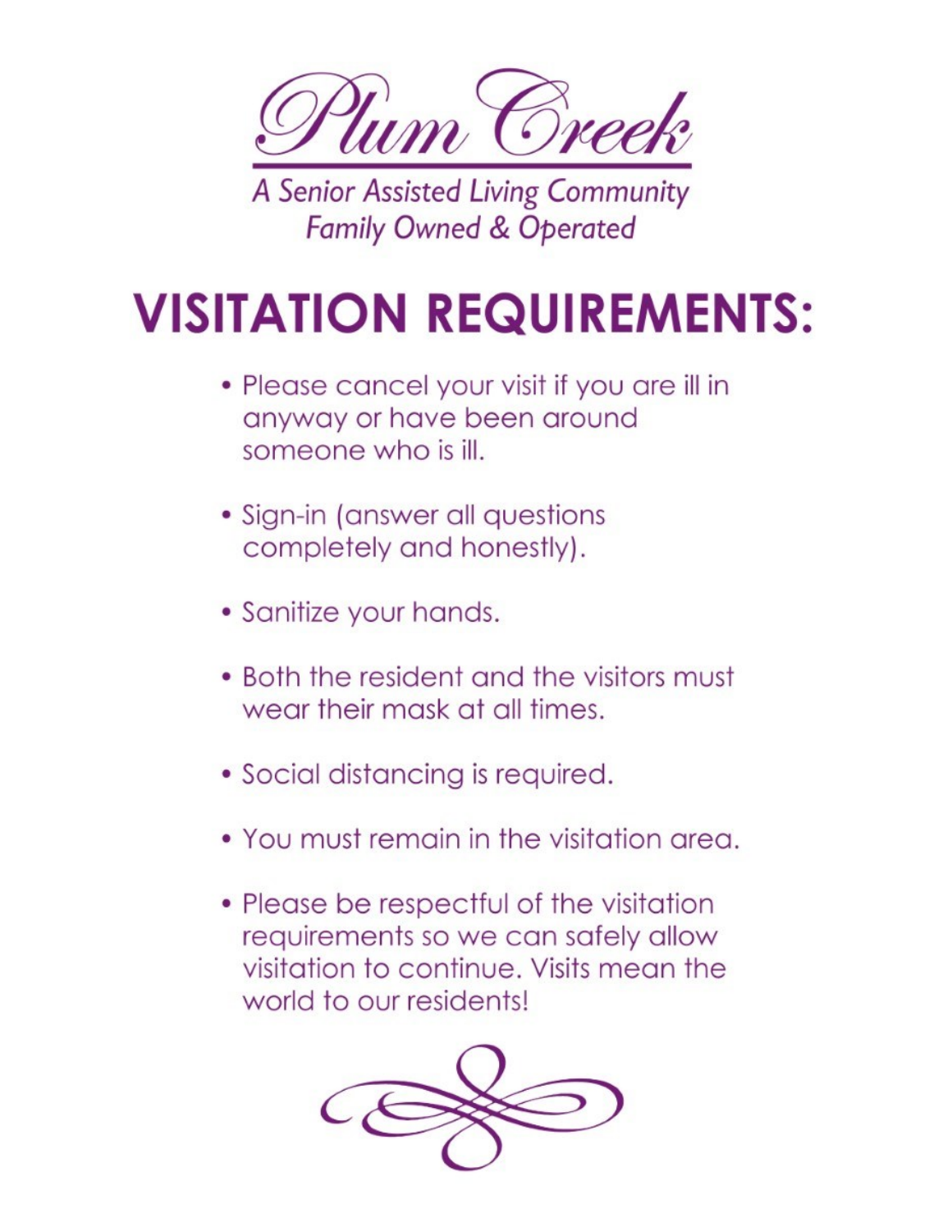# Plum Creek

*A Senior Assisted Living Community*
*Family Owned & Operated*

## VISITATION REQUIREMENTS:

- Please cancel your visit if you are ill in anyway or have been around someone who is ill.
- Sign-in (answer all questions completely and honestly).
- Sanitize your hands.
- Both the resident and the visitors must wear their mask at all times.
- Social distancing is required.
- You must remain in the visitation area.
- Please be respectful of the visitation requirements so we can safely allow visitation to continue. Visits mean the world to our residents!